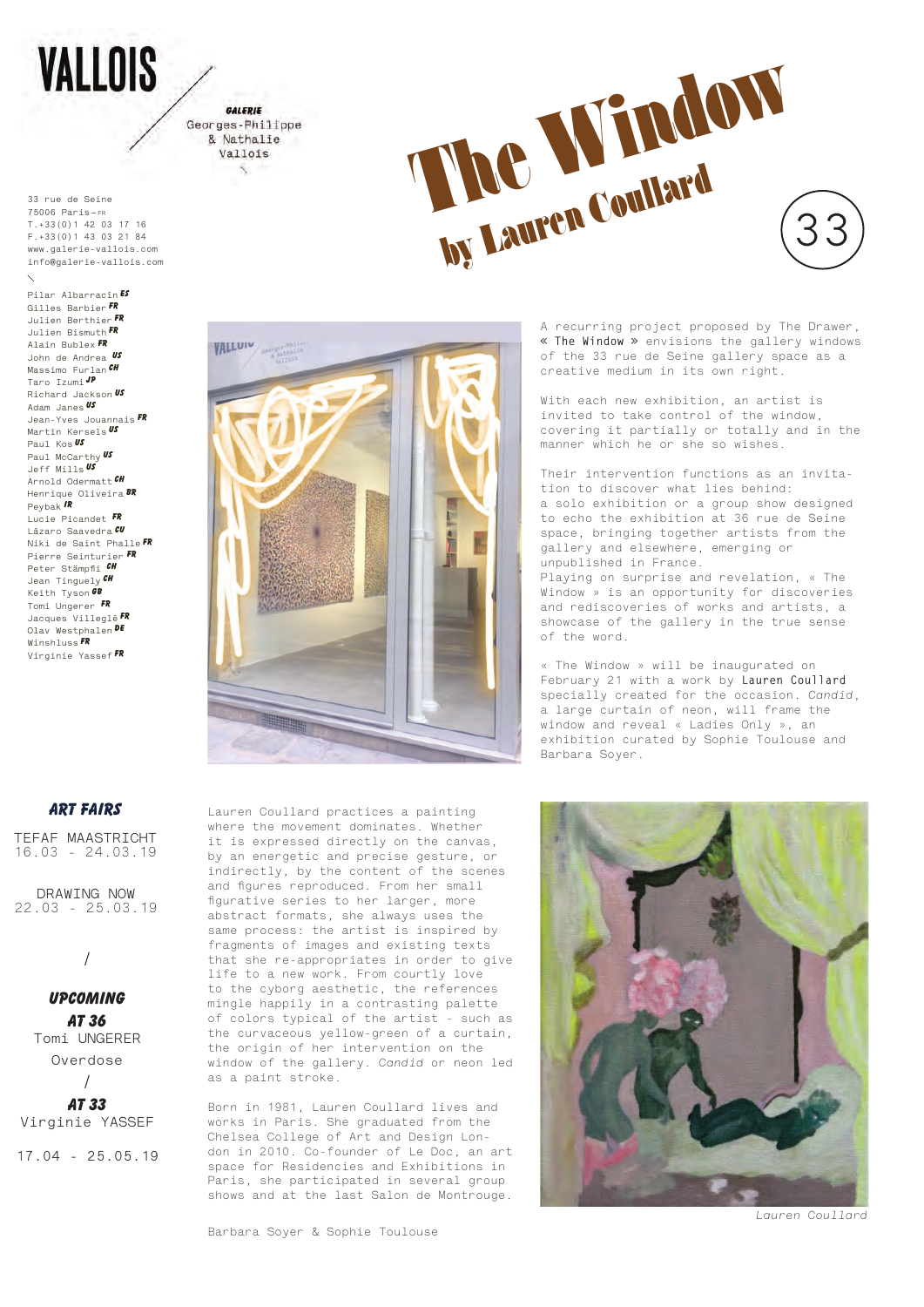# VALLOIS

**GALERIE**
Georges-Philippe
& Nathalie
Vallois

33 rue de Seine
75006 Paris—FR
T.+33(0)1 42 03 17 16
F.+33(0)1 43 03 21 84
www.galerie-vallois.com
info@galerie-vallois.com

Pilar Albarracín ES
Gilles Barbier FR
Julien Berthier FR
Julien Bismuth FR
Alain Bublex FR
John de Andrea US
Massimo Furlan CH
Taro Izumi JP
Richard Jackson US
Adam Janes US
Jean-Yves Jouannais FR
Martin Kersels US
Paul Kos US
Paul McCarthy US
Jeff Mills US
Arnold Odermatt CH
Henrique Oliveira BR
Peybak IR
Lucie Picandet FR
Lázaro Saavedra CU
Niki de Saint Phalle FR
Pierre Seinturier FR
Peter Stämpfli CH
Jean Tinguely CH
Keith Tyson GB
Tomi Ungerer FR
Jacques Villeglé FR
Olav Westphalen DE
Winshluss FR
Virginie Yassef FR

# The Window
## by Lauren Coullard

33

A recurring project proposed by The Drawer, « The Window » envisions the gallery windows of the 33 rue de Seine gallery space as a creative medium in its own right.

With each new exhibition, an artist is invited to take control of the window, covering it partially or totally and in the manner which he or she so wishes.

Their intervention functions as an invitation to discover what lies behind: a solo exhibition or a group show designed to echo the exhibition at 36 rue de Seine space, bringing together artists from the gallery and elsewhere, emerging or unpublished in France.
Playing on surprise and revelation, « The Window » is an opportunity for discoveries and rediscoveries of works and artists, a showcase of the gallery in the true sense of the word.

« The Window » will be inaugurated on February 21 with a work by Lauren Coullard specially created for the occasion. *Candid*, a large curtain of neon, will frame the window and reveal « Ladies Only », an exhibition curated by Sophie Toulouse and Barbara Soyer.

Lauren Coullard practices a painting where the movement dominates. Whether it is expressed directly on the canvas, by an energetic and precise gesture, or indirectly, by the content of the scenes and figures reproduced. From her small figurative series to her larger, more abstract formats, she always uses the same process: the artist is inspired by fragments of images and existing texts that she re-appropriates in order to give life to a new work. From courtly love to the cyborg aesthetic, the references mingle happily in a contrasting palette of colors typical of the artist - such as the curvaceous yellow-green of a curtain, the origin of her intervention on the window of the gallery. *Candid* or neon led as a paint stroke.

Born in 1981, Lauren Coullard lives and works in Paris. She graduated from the Chelsea College of Art and Design London in 2010. Co-founder of Le Doc, an art space for Residencies and Exhibitions in Paris, she participated in several group shows and at the last Salon de Montrouge.

Barbara Soyer & Sophie Toulouse

*Lauren Coullard*

### ART FAIRS

TEFAF MAASTRICHT
16.03 - 24.03.19

DRAWING NOW
22.03 - 25.03.19

/

### UPCOMING

**AT 36**
Tomi UNGERER
Overdose

/

**AT 33**
Virginie YASSEF

17.04 - 25.05.19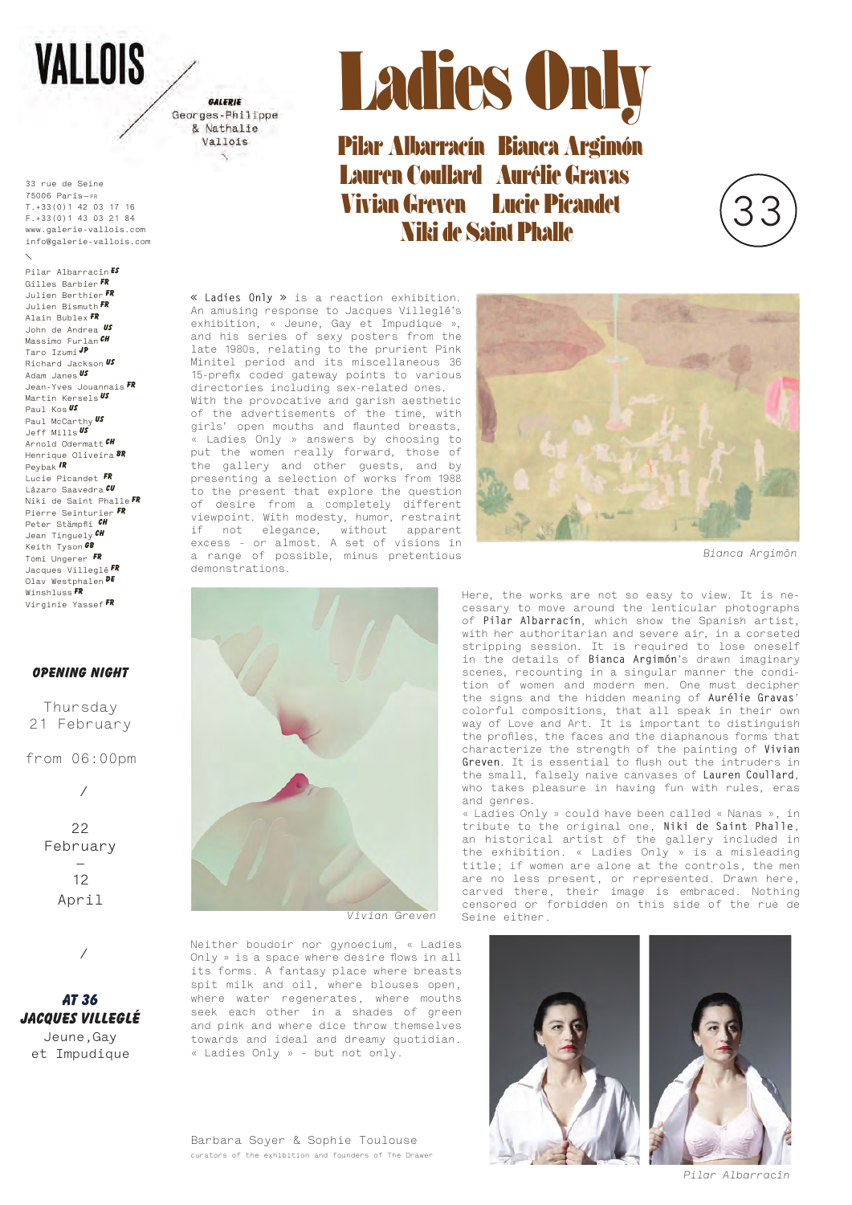VALLOIS

GALERIE
Georges-Philippe
& Nathalie
Vallois

# Ladies Only

## Pilar Albarracín Bianca Argimón Lauren Coullard Aurélie Gravas Vivian Greven Lucie Picandet Niki de Saint Phalle

33

33 rue de Seine
75006 Paris—FR
T.+33(0)1 42 03 17 16
F.+33(0)1 43 03 21 84
www.galerie-vallois.com
info@galerie-vallois.com

Pilar Albarracín ES
Gilles Barbier FR
Julien Berthier FR
Julien Bismuth FR
Alain Bublex FR
John de Andrea US
Massimo Furlan CH
Taro Izumi JP
Richard Jackson US
Adam Janes US
Jean-Yves Jouannais FR
Martin Kersels US
Paul Kos US
Paul McCarthy US
Jeff Mills US
Arnold Odermatt CH
Henrique Oliveira BR
Peybak IR
Lucie Picandet FR
Lázaro Saavedra CU
Niki de Saint Phalle FR
Pierre Seinturier FR
Peter Stämpfli CH
Jean Tinguely CH
Keith Tyson GB
Tomi Ungerer FR
Jacques Villeglé FR
Olav Westphalen DE
Winshluss FR
Virginie Yassef FR

**OPENING NIGHT**

Thursday
21 February

from 06:00pm

/

22
February
–
12
April

/

**AT 36 JACQUES VILLEGLÉ**
Jeune,Gay
et Impudique

« Ladies Only » is a reaction exhibition. An amusing response to Jacques Villeglé's exhibition, « Jeune, Gay et Impudique », and his series of sexy posters from the late 1980s, relating to the prurient Pink Minitel period and its miscellaneous 36 15-prefix coded gateway points to various directories including sex-related ones.
With the provocative and garish aesthetic of the advertisements of the time, with girls' open mouths and flaunted breasts, « Ladies Only » answers by choosing to put the women really forward, those of the gallery and other guests, and by presenting a selection of works from 1988 to the present that explore the question of desire from a completely different viewpoint. With modesty, humor, restraint if not elegance, without apparent excess - or almost. A set of visions in a range of possible, minus pretentious demonstrations.

*Bianca Argimón*

Here, the works are not so easy to view. It is necessary to move around the lenticular photographs of Pilar Albarracín, which show the Spanish artist, with her authoritarian and severe air, in a corseted stripping session. It is required to lose oneself in the details of Bianca Argimón's drawn imaginary scenes, recounting in a singular manner the condition of women and modern men. One must decipher the signs and the hidden meaning of Aurélie Gravas' colorful compositions, that all speak in their own way of Love and Art. It is important to distinguish the profiles, the faces and the diaphanous forms that characterize the strength of the painting of Vivian Greven. It is essential to flush out the intruders in the small, falsely naive canvases of Lauren Coullard, who takes pleasure in having fun with rules, eras and genres.
« Ladies Only » could have been called « Nanas », in tribute to the original one, Niki de Saint Phalle, an historical artist of the gallery included in the exhibition. « Ladies Only » is a misleading title; if women are alone at the controls, the men are no less present, or represented. Drawn here, carved there, their image is embraced. Nothing censored or forbidden on this side of the rue de Seine either.

*Vivian Greven*

Neither boudoir nor gynoecium, « Ladies Only » is a space where desire flows in all its forms. A fantasy place where breasts spit milk and oil, where blouses open, where water regenerates, where mouths seek each other in a shades of green and pink and where dice throw themselves towards and ideal and dreamy quotidian. « Ladies Only » - but not only.

Barbara Soyer & Sophie Toulouse
curators of the exhibition and founders of The Drawer

*Pilar Albarracín*